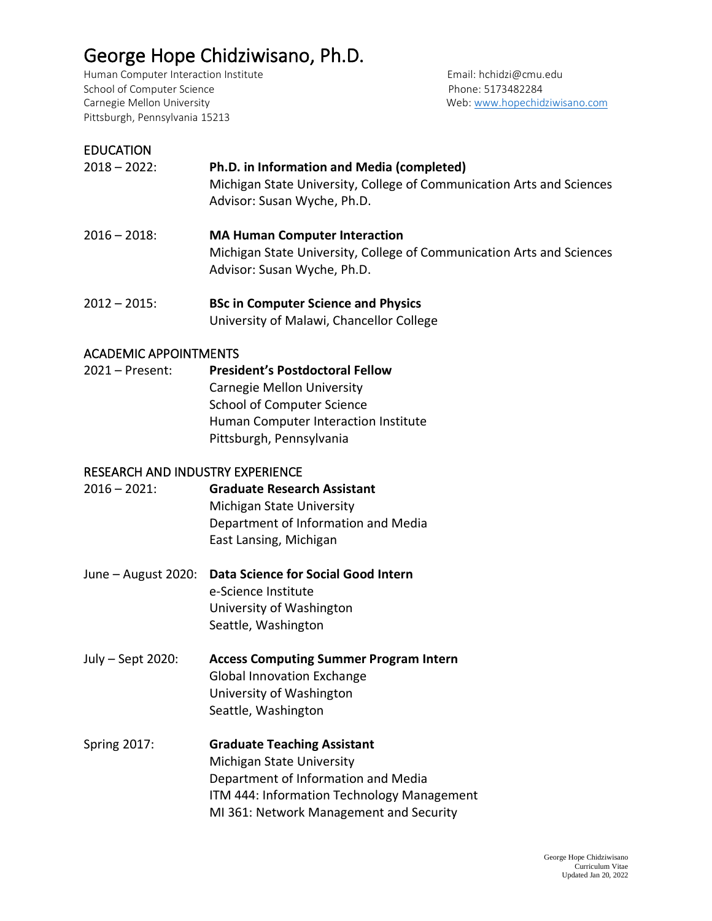# George Hope Chidziwisano, Ph.D.

Human Computer Interaction Institute
School of Computer Science
Carnegie Mellon University
Pittsburgh, Pennsylvania 15213

Email: hchidzi@cmu.edu
Phone: 5173482284
Web: www.hopechidziwisano.com

## EDUCATION

2018 – 2022: **Ph.D. in Information and Media (completed)**
Michigan State University, College of Communication Arts and Sciences
Advisor: Susan Wyche, Ph.D.

2016 – 2018: **MA Human Computer Interaction**
Michigan State University, College of Communication Arts and Sciences
Advisor: Susan Wyche, Ph.D.

2012 – 2015: **BSc in Computer Science and Physics**
University of Malawi, Chancellor College

## ACADEMIC APPOINTMENTS

2021 – Present: **President's Postdoctoral Fellow**
Carnegie Mellon University
School of Computer Science
Human Computer Interaction Institute
Pittsburgh, Pennsylvania

## RESEARCH AND INDUSTRY EXPERIENCE

2016 – 2021: **Graduate Research Assistant**
Michigan State University
Department of Information and Media
East Lansing, Michigan

June – August 2020: **Data Science for Social Good Intern**
e-Science Institute
University of Washington
Seattle, Washington

July – Sept 2020: **Access Computing Summer Program Intern**
Global Innovation Exchange
University of Washington
Seattle, Washington

Spring 2017: **Graduate Teaching Assistant**
Michigan State University
Department of Information and Media
ITM 444: Information Technology Management
MI 361: Network Management and Security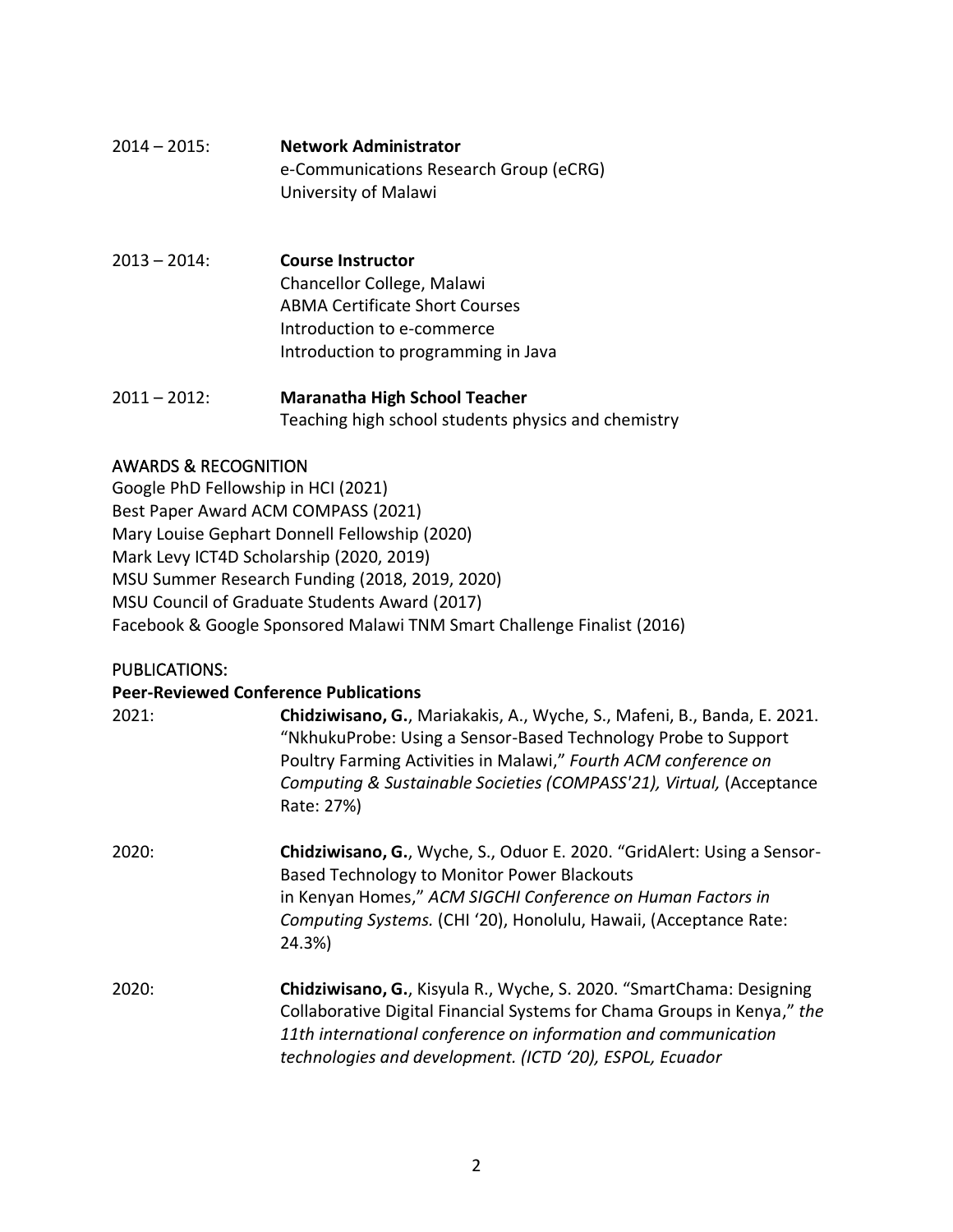2014 – 2015: **Network Administrator**
e-Communications Research Group (eCRG)
University of Malawi

2013 – 2014: **Course Instructor**
Chancellor College, Malawi
ABMA Certificate Short Courses
Introduction to e-commerce
Introduction to programming in Java

2011 – 2012: **Maranatha High School Teacher**
Teaching high school students physics and chemistry

## AWARDS & RECOGNITION

Google PhD Fellowship in HCI (2021)
Best Paper Award ACM COMPASS (2021)
Mary Louise Gephart Donnell Fellowship (2020)
Mark Levy ICT4D Scholarship (2020, 2019)
MSU Summer Research Funding (2018, 2019, 2020)
MSU Council of Graduate Students Award (2017)
Facebook & Google Sponsored Malawi TNM Smart Challenge Finalist (2016)

## PUBLICATIONS:

### Peer-Reviewed Conference Publications

2021: **Chidziwisano, G.**, Mariakakis, A., Wyche, S., Mafeni, B., Banda, E. 2021. "NkhukuProbe: Using a Sensor-Based Technology Probe to Support Poultry Farming Activities in Malawi," *Fourth ACM conference on Computing & Sustainable Societies (COMPASS'21), Virtual,* (Acceptance Rate: 27%)

2020: **Chidziwisano, G.**, Wyche, S., Oduor E. 2020. "GridAlert: Using a Sensor-Based Technology to Monitor Power Blackouts in Kenyan Homes," *ACM SIGCHI Conference on Human Factors in Computing Systems.* (CHI '20), Honolulu, Hawaii, (Acceptance Rate: 24.3%)

2020: **Chidziwisano, G.**, Kisyula R., Wyche, S. 2020. "SmartChama: Designing Collaborative Digital Financial Systems for Chama Groups in Kenya," *the 11th international conference on information and communication technologies and development. (ICTD '20), ESPOL, Ecuador*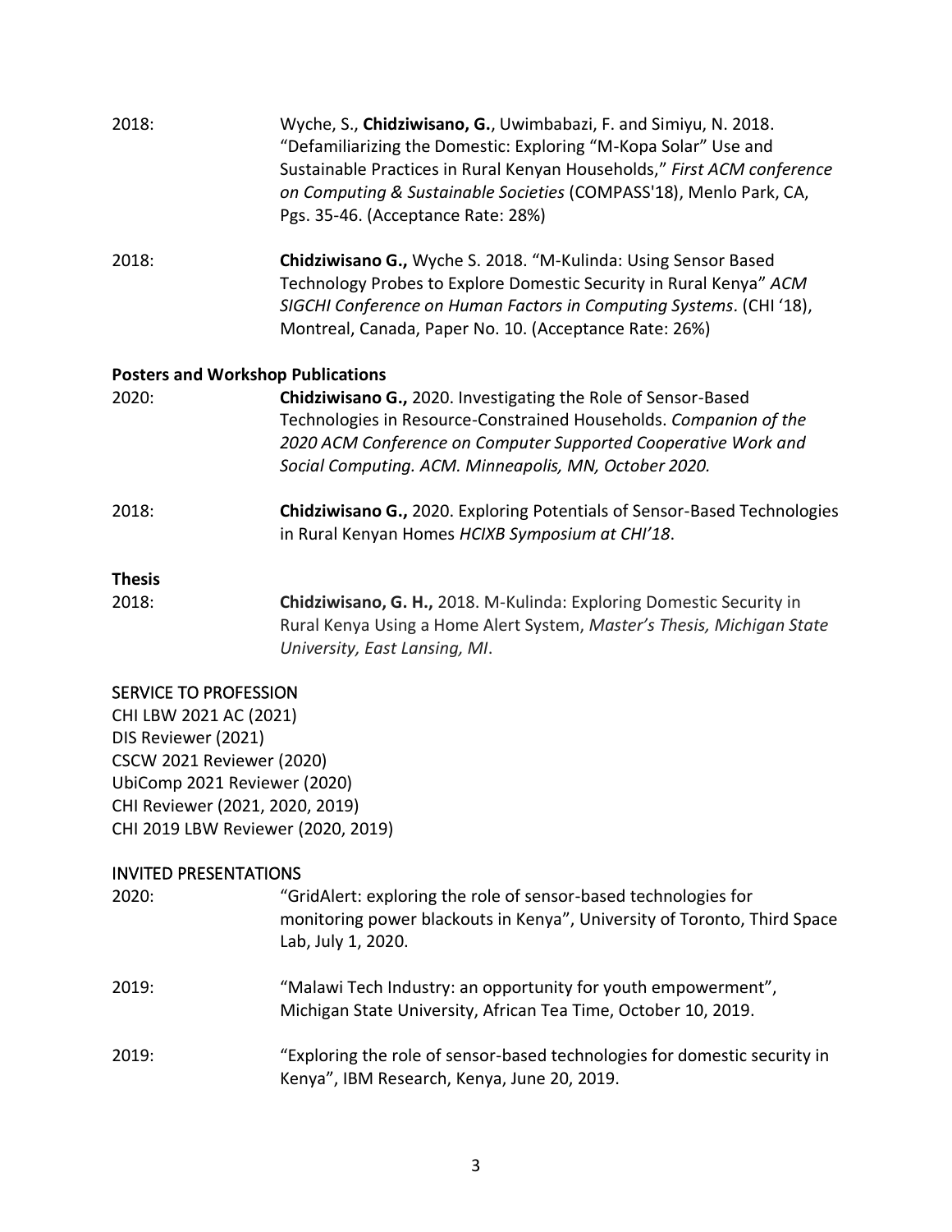2018: Wyche, S., **Chidziwisano, G.**, Uwimbabazi, F. and Simiyu, N. 2018. "Defamiliarizing the Domestic: Exploring "M-Kopa Solar" Use and Sustainable Practices in Rural Kenyan Households," *First ACM conference on Computing & Sustainable Societies* (COMPASS'18), Menlo Park, CA, Pgs. 35-46. (Acceptance Rate: 28%)

2018: **Chidziwisano G.,** Wyche S. 2018. "M-Kulinda: Using Sensor Based Technology Probes to Explore Domestic Security in Rural Kenya" *ACM SIGCHI Conference on Human Factors in Computing Systems*. (CHI '18), Montreal, Canada, Paper No. 10. (Acceptance Rate: 26%)

**Posters and Workshop Publications**

2020: **Chidziwisano G.,** 2020. Investigating the Role of Sensor-Based Technologies in Resource-Constrained Households. *Companion of the 2020 ACM Conference on Computer Supported Cooperative Work and Social Computing. ACM. Minneapolis, MN, October 2020.*

2018: **Chidziwisano G.,** 2020. Exploring Potentials of Sensor-Based Technologies in Rural Kenyan Homes *HCIXB Symposium at CHI'18*.

**Thesis**

2018: **Chidziwisano, G. H.,** 2018. M-Kulinda: Exploring Domestic Security in Rural Kenya Using a Home Alert System, *Master's Thesis, Michigan State University, East Lansing, MI*.

## SERVICE TO PROFESSION

CHI LBW 2021 AC (2021)
DIS Reviewer (2021)
CSCW 2021 Reviewer (2020)
UbiComp 2021 Reviewer (2020)
CHI Reviewer (2021, 2020, 2019)
CHI 2019 LBW Reviewer (2020, 2019)

## INVITED PRESENTATIONS

2020: "GridAlert: exploring the role of sensor-based technologies for monitoring power blackouts in Kenya", University of Toronto, Third Space Lab, July 1, 2020.

2019: "Malawi Tech Industry: an opportunity for youth empowerment", Michigan State University, African Tea Time, October 10, 2019.

2019: "Exploring the role of sensor-based technologies for domestic security in Kenya", IBM Research, Kenya, June 20, 2019.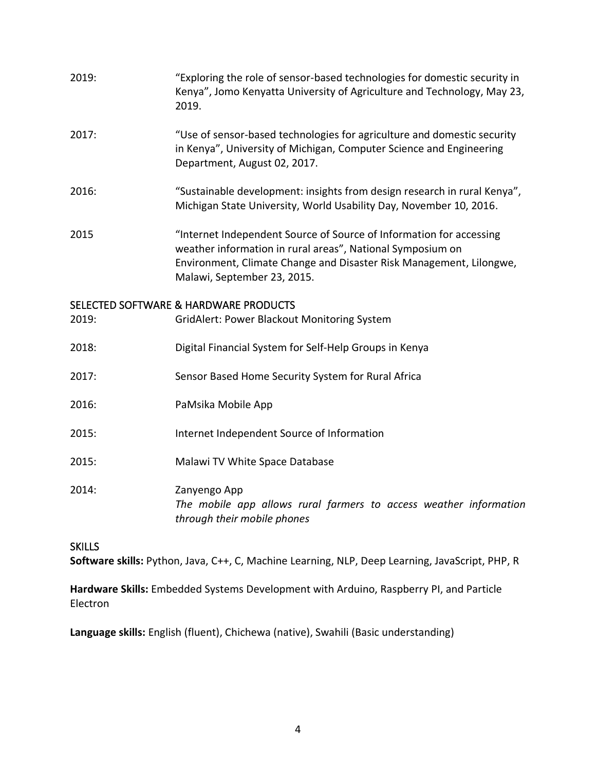| | |
|---|---|
| 2019: | "Exploring the role of sensor-based technologies for domestic security in Kenya", Jomo Kenyatta University of Agriculture and Technology, May 23, 2019. |
| 2017: | "Use of sensor-based technologies for agriculture and domestic security in Kenya", University of Michigan, Computer Science and Engineering Department, August 02, 2017. |
| 2016: | "Sustainable development: insights from design research in rural Kenya", Michigan State University, World Usability Day, November 10, 2016. |
| 2015 | "Internet Independent Source of Source of Information for accessing weather information in rural areas", National Symposium on Environment, Climate Change and Disaster Risk Management, Lilongwe, Malawi, September 23, 2015. |

## SELECTED SOFTWARE & HARDWARE PRODUCTS

| | |
|---|---|
| 2019: | GridAlert: Power Blackout Monitoring System |
| 2018: | Digital Financial System for Self-Help Groups in Kenya |
| 2017: | Sensor Based Home Security System for Rural Africa |
| 2016: | PaMsika Mobile App |
| 2015: | Internet Independent Source of Information |
| 2015: | Malawi TV White Space Database |
| 2014: | Zanyengo App *The mobile app allows rural farmers to access weather information through their mobile phones* |

## SKILLS

**Software skills:** Python, Java, C++, C, Machine Learning, NLP, Deep Learning, JavaScript, PHP, R

**Hardware Skills:** Embedded Systems Development with Arduino, Raspberry PI, and Particle Electron

**Language skills:** English (fluent), Chichewa (native), Swahili (Basic understanding)